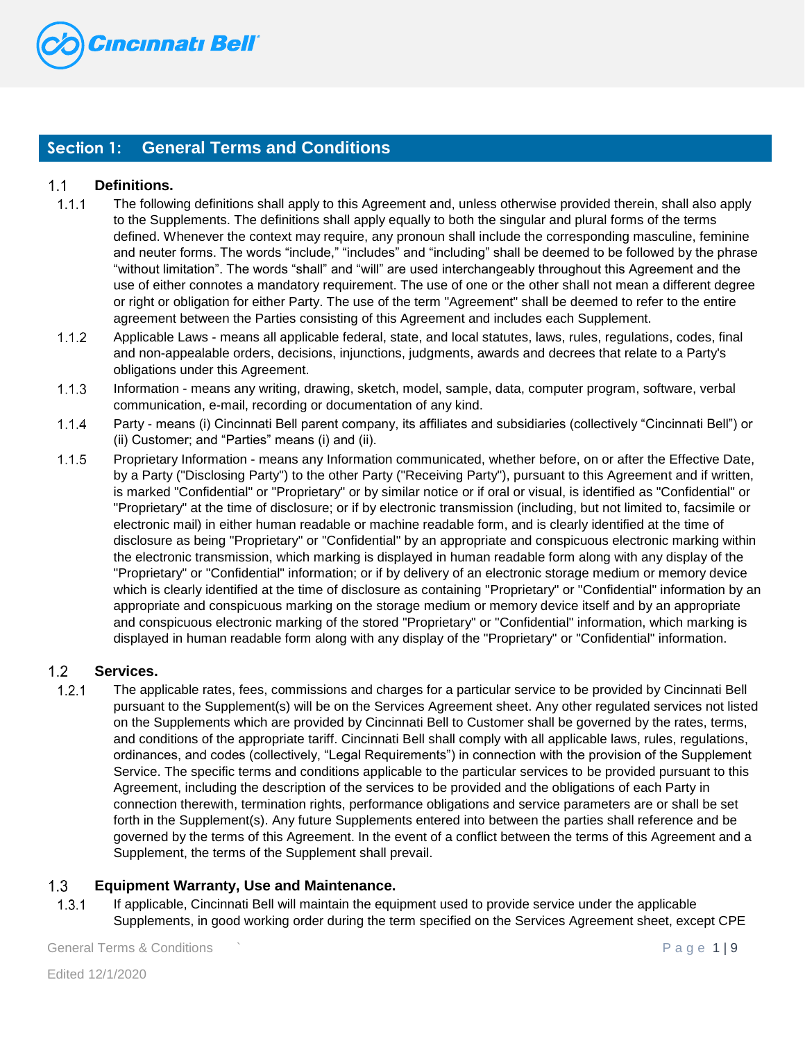## Section 1: General Terms and Conditions

### 1.1 Definitions.

1.1.1 The following definitions shall apply to this Agreement and, unless otherwise provided therein, shall also apply to the Supplements. The definitions shall apply equally to both the singular and plural forms of the terms defined. Whenever the context may require, any pronoun shall include the corresponding masculine, feminine and neuter forms. The words "include," "includes" and "including" shall be deemed to be followed by the phrase "without limitation". The words "shall" and "will" are used interchangeably throughout this Agreement and the use of either connotes a mandatory requirement. The use of one or the other shall not mean a different degree or right or obligation for either Party. The use of the term "Agreement" shall be deemed to refer to the entire agreement between the Parties consisting of this Agreement and includes each Supplement.

1.1.2 Applicable Laws - means all applicable federal, state, and local statutes, laws, rules, regulations, codes, final and non-appealable orders, decisions, injunctions, judgments, awards and decrees that relate to a Party's obligations under this Agreement.

1.1.3 Information - means any writing, drawing, sketch, model, sample, data, computer program, software, verbal communication, e-mail, recording or documentation of any kind.

1.1.4 Party - means (i) Cincinnati Bell parent company, its affiliates and subsidiaries (collectively "Cincinnati Bell") or (ii) Customer; and "Parties" means (i) and (ii).

1.1.5 Proprietary Information - means any Information communicated, whether before, on or after the Effective Date, by a Party ("Disclosing Party") to the other Party ("Receiving Party"), pursuant to this Agreement and if written, is marked "Confidential" or "Proprietary" or by similar notice or if oral or visual, is identified as "Confidential" or "Proprietary" at the time of disclosure; or if by electronic transmission (including, but not limited to, facsimile or electronic mail) in either human readable or machine readable form, and is clearly identified at the time of disclosure as being "Proprietary" or "Confidential" by an appropriate and conspicuous electronic marking within the electronic transmission, which marking is displayed in human readable form along with any display of the "Proprietary" or "Confidential" information; or if by delivery of an electronic storage medium or memory device which is clearly identified at the time of disclosure as containing "Proprietary" or "Confidential" information by an appropriate and conspicuous marking on the storage medium or memory device itself and by an appropriate and conspicuous electronic marking of the stored "Proprietary" or "Confidential" information, which marking is displayed in human readable form along with any display of the "Proprietary" or "Confidential" information.

### 1.2 Services.

1.2.1 The applicable rates, fees, commissions and charges for a particular service to be provided by Cincinnati Bell pursuant to the Supplement(s) will be on the Services Agreement sheet. Any other regulated services not listed on the Supplements which are provided by Cincinnati Bell to Customer shall be governed by the rates, terms, and conditions of the appropriate tariff. Cincinnati Bell shall comply with all applicable laws, rules, regulations, ordinances, and codes (collectively, "Legal Requirements") in connection with the provision of the Supplement Service. The specific terms and conditions applicable to the particular services to be provided pursuant to this Agreement, including the description of the services to be provided and the obligations of each Party in connection therewith, termination rights, performance obligations and service parameters are or shall be set forth in the Supplement(s). Any future Supplements entered into between the parties shall reference and be governed by the terms of this Agreement. In the event of a conflict between the terms of this Agreement and a Supplement, the terms of the Supplement shall prevail.

### 1.3 Equipment Warranty, Use and Maintenance.

1.3.1 If applicable, Cincinnati Bell will maintain the equipment used to provide service under the applicable Supplements, in good working order during the term specified on the Services Agreement sheet, except CPE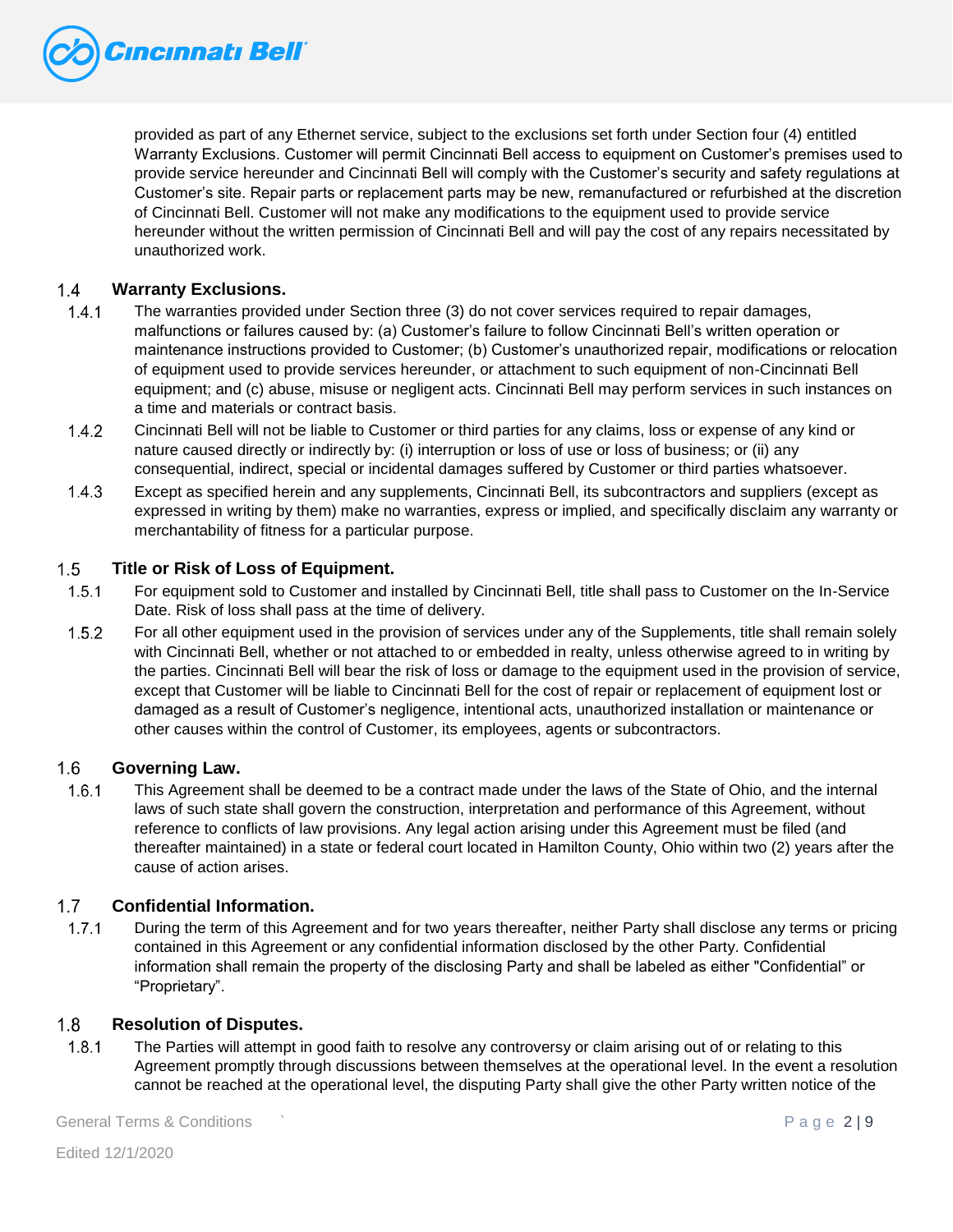provided as part of any Ethernet service, subject to the exclusions set forth under Section four (4) entitled Warranty Exclusions. Customer will permit Cincinnati Bell access to equipment on Customer's premises used to provide service hereunder and Cincinnati Bell will comply with the Customer's security and safety regulations at Customer's site. Repair parts or replacement parts may be new, remanufactured or refurbished at the discretion of Cincinnati Bell. Customer will not make any modifications to the equipment used to provide service hereunder without the written permission of Cincinnati Bell and will pay the cost of any repairs necessitated by unauthorized work.

### 1.4 Warranty Exclusions.

1.4.1 The warranties provided under Section three (3) do not cover services required to repair damages, malfunctions or failures caused by: (a) Customer's failure to follow Cincinnati Bell's written operation or maintenance instructions provided to Customer; (b) Customer's unauthorized repair, modifications or relocation of equipment used to provide services hereunder, or attachment to such equipment of non-Cincinnati Bell equipment; and (c) abuse, misuse or negligent acts. Cincinnati Bell may perform services in such instances on a time and materials or contract basis.

1.4.2 Cincinnati Bell will not be liable to Customer or third parties for any claims, loss or expense of any kind or nature caused directly or indirectly by: (i) interruption or loss of use or loss of business; or (ii) any consequential, indirect, special or incidental damages suffered by Customer or third parties whatsoever.

1.4.3 Except as specified herein and any supplements, Cincinnati Bell, its subcontractors and suppliers (except as expressed in writing by them) make no warranties, express or implied, and specifically disclaim any warranty or merchantability of fitness for a particular purpose.

### 1.5 Title or Risk of Loss of Equipment.

1.5.1 For equipment sold to Customer and installed by Cincinnati Bell, title shall pass to Customer on the In-Service Date. Risk of loss shall pass at the time of delivery.

1.5.2 For all other equipment used in the provision of services under any of the Supplements, title shall remain solely with Cincinnati Bell, whether or not attached to or embedded in realty, unless otherwise agreed to in writing by the parties. Cincinnati Bell will bear the risk of loss or damage to the equipment used in the provision of service, except that Customer will be liable to Cincinnati Bell for the cost of repair or replacement of equipment lost or damaged as a result of Customer's negligence, intentional acts, unauthorized installation or maintenance or other causes within the control of Customer, its employees, agents or subcontractors.

### 1.6 Governing Law.

1.6.1 This Agreement shall be deemed to be a contract made under the laws of the State of Ohio, and the internal laws of such state shall govern the construction, interpretation and performance of this Agreement, without reference to conflicts of law provisions. Any legal action arising under this Agreement must be filed (and thereafter maintained) in a state or federal court located in Hamilton County, Ohio within two (2) years after the cause of action arises.

### 1.7 Confidential Information.

1.7.1 During the term of this Agreement and for two years thereafter, neither Party shall disclose any terms or pricing contained in this Agreement or any confidential information disclosed by the other Party. Confidential information shall remain the property of the disclosing Party and shall be labeled as either "Confidential" or "Proprietary".

### 1.8 Resolution of Disputes.

1.8.1 The Parties will attempt in good faith to resolve any controversy or claim arising out of or relating to this Agreement promptly through discussions between themselves at the operational level. In the event a resolution cannot be reached at the operational level, the disputing Party shall give the other Party written notice of the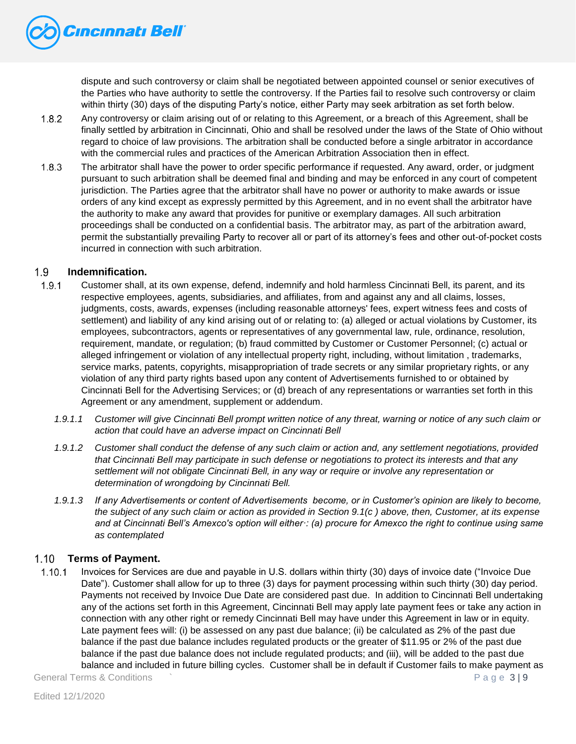dispute and such controversy or claim shall be negotiated between appointed counsel or senior executives of the Parties who have authority to settle the controversy. If the Parties fail to resolve such controversy or claim within thirty (30) days of the disputing Party's notice, either Party may seek arbitration as set forth below.

1.8.2 Any controversy or claim arising out of or relating to this Agreement, or a breach of this Agreement, shall be finally settled by arbitration in Cincinnati, Ohio and shall be resolved under the laws of the State of Ohio without regard to choice of law provisions. The arbitration shall be conducted before a single arbitrator in accordance with the commercial rules and practices of the American Arbitration Association then in effect.

1.8.3 The arbitrator shall have the power to order specific performance if requested. Any award, order, or judgment pursuant to such arbitration shall be deemed final and binding and may be enforced in any court of competent jurisdiction. The Parties agree that the arbitrator shall have no power or authority to make awards or issue orders of any kind except as expressly permitted by this Agreement, and in no event shall the arbitrator have the authority to make any award that provides for punitive or exemplary damages. All such arbitration proceedings shall be conducted on a confidential basis. The arbitrator may, as part of the arbitration award, permit the substantially prevailing Party to recover all or part of its attorney's fees and other out-of-pocket costs incurred in connection with such arbitration.

## 1.9 Indemnification.

1.9.1 Customer shall, at its own expense, defend, indemnify and hold harmless Cincinnati Bell, its parent, and its respective employees, agents, subsidiaries, and affiliates, from and against any and all claims, losses, judgments, costs, awards, expenses (including reasonable attorneys' fees, expert witness fees and costs of settlement) and liability of any kind arising out of or relating to: (a) alleged or actual violations by Customer, its employees, subcontractors, agents or representatives of any governmental law, rule, ordinance, resolution, requirement, mandate, or regulation; (b) fraud committed by Customer or Customer Personnel; (c) actual or alleged infringement or violation of any intellectual property right, including, without limitation , trademarks, service marks, patents, copyrights, misappropriation of trade secrets or any similar proprietary rights, or any violation of any third party rights based upon any content of Advertisements furnished to or obtained by Cincinnati Bell for the Advertising Services; or (d) breach of any representations or warranties set forth in this Agreement or any amendment, supplement or addendum.

*1.9.1.1 Customer will give Cincinnati Bell prompt written notice of any threat, warning or notice of any such claim or action that could have an adverse impact on Cincinnati Bell*

*1.9.1.2 Customer shall conduct the defense of any such claim or action and, any settlement negotiations, provided that Cincinnati Bell may participate in such defense or negotiations to protect its interests and that any settlement will not obligate Cincinnati Bell, in any way or require or involve any representation or determination of wrongdoing by Cincinnati Bell.*

*1.9.1.3 If any Advertisements or content of Advertisements become, or in Customer's opinion are likely to become, the subject of any such claim or action as provided in Section 9.1(c ) above, then, Customer, at its expense and at Cincinnati Bell's Amexco's option will either·: (a) procure for Amexco the right to continue using same as contemplated*

## 1.10 Terms of Payment.

1.10.1 Invoices for Services are due and payable in U.S. dollars within thirty (30) days of invoice date ("Invoice Due Date"). Customer shall allow for up to three (3) days for payment processing within such thirty (30) day period. Payments not received by Invoice Due Date are considered past due. In addition to Cincinnati Bell undertaking any of the actions set forth in this Agreement, Cincinnati Bell may apply late payment fees or take any action in connection with any other right or remedy Cincinnati Bell may have under this Agreement in law or in equity. Late payment fees will: (i) be assessed on any past due balance; (ii) be calculated as 2% of the past due balance if the past due balance includes regulated products or the greater of $11.95 or 2% of the past due balance if the past due balance does not include regulated products; and (iii), will be added to the past due balance and included in future billing cycles. Customer shall be in default if Customer fails to make payment as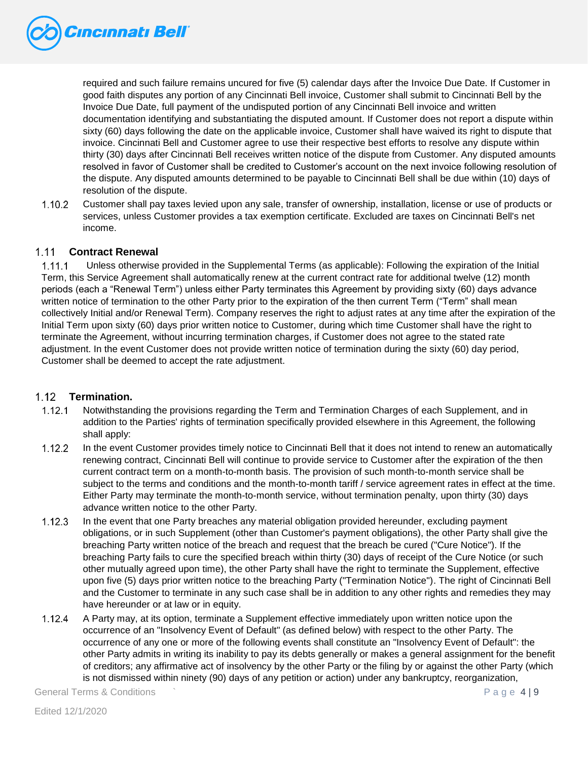required and such failure remains uncured for five (5) calendar days after the Invoice Due Date. If Customer in good faith disputes any portion of any Cincinnati Bell invoice, Customer shall submit to Cincinnati Bell by the Invoice Due Date, full payment of the undisputed portion of any Cincinnati Bell invoice and written documentation identifying and substantiating the disputed amount. If Customer does not report a dispute within sixty (60) days following the date on the applicable invoice, Customer shall have waived its right to dispute that invoice. Cincinnati Bell and Customer agree to use their respective best efforts to resolve any dispute within thirty (30) days after Cincinnati Bell receives written notice of the dispute from Customer. Any disputed amounts resolved in favor of Customer shall be credited to Customer's account on the next invoice following resolution of the dispute. Any disputed amounts determined to be payable to Cincinnati Bell shall be due within (10) days of resolution of the dispute.

1.10.2 Customer shall pay taxes levied upon any sale, transfer of ownership, installation, license or use of products or services, unless Customer provides a tax exemption certificate. Excluded are taxes on Cincinnati Bell's net income.

## 1.11 Contract Renewal

1.11.1 Unless otherwise provided in the Supplemental Terms (as applicable): Following the expiration of the Initial Term, this Service Agreement shall automatically renew at the current contract rate for additional twelve (12) month periods (each a "Renewal Term") unless either Party terminates this Agreement by providing sixty (60) days advance written notice of termination to the other Party prior to the expiration of the then current Term ("Term" shall mean collectively Initial and/or Renewal Term). Company reserves the right to adjust rates at any time after the expiration of the Initial Term upon sixty (60) days prior written notice to Customer, during which time Customer shall have the right to terminate the Agreement, without incurring termination charges, if Customer does not agree to the stated rate adjustment. In the event Customer does not provide written notice of termination during the sixty (60) day period, Customer shall be deemed to accept the rate adjustment.

## 1.12 Termination.

1.12.1 Notwithstanding the provisions regarding the Term and Termination Charges of each Supplement, and in addition to the Parties' rights of termination specifically provided elsewhere in this Agreement, the following shall apply:

1.12.2 In the event Customer provides timely notice to Cincinnati Bell that it does not intend to renew an automatically renewing contract, Cincinnati Bell will continue to provide service to Customer after the expiration of the then current contract term on a month-to-month basis. The provision of such month-to-month service shall be subject to the terms and conditions and the month-to-month tariff / service agreement rates in effect at the time. Either Party may terminate the month-to-month service, without termination penalty, upon thirty (30) days advance written notice to the other Party.

1.12.3 In the event that one Party breaches any material obligation provided hereunder, excluding payment obligations, or in such Supplement (other than Customer's payment obligations), the other Party shall give the breaching Party written notice of the breach and request that the breach be cured ("Cure Notice"). If the breaching Party fails to cure the specified breach within thirty (30) days of receipt of the Cure Notice (or such other mutually agreed upon time), the other Party shall have the right to terminate the Supplement, effective upon five (5) days prior written notice to the breaching Party ("Termination Notice"). The right of Cincinnati Bell and the Customer to terminate in any such case shall be in addition to any other rights and remedies they may have hereunder or at law or in equity.

1.12.4 A Party may, at its option, terminate a Supplement effective immediately upon written notice upon the occurrence of an "Insolvency Event of Default" (as defined below) with respect to the other Party. The occurrence of any one or more of the following events shall constitute an "Insolvency Event of Default": the other Party admits in writing its inability to pay its debts generally or makes a general assignment for the benefit of creditors; any affirmative act of insolvency by the other Party or the filing by or against the other Party (which is not dismissed within ninety (90) days of any petition or action) under any bankruptcy, reorganization,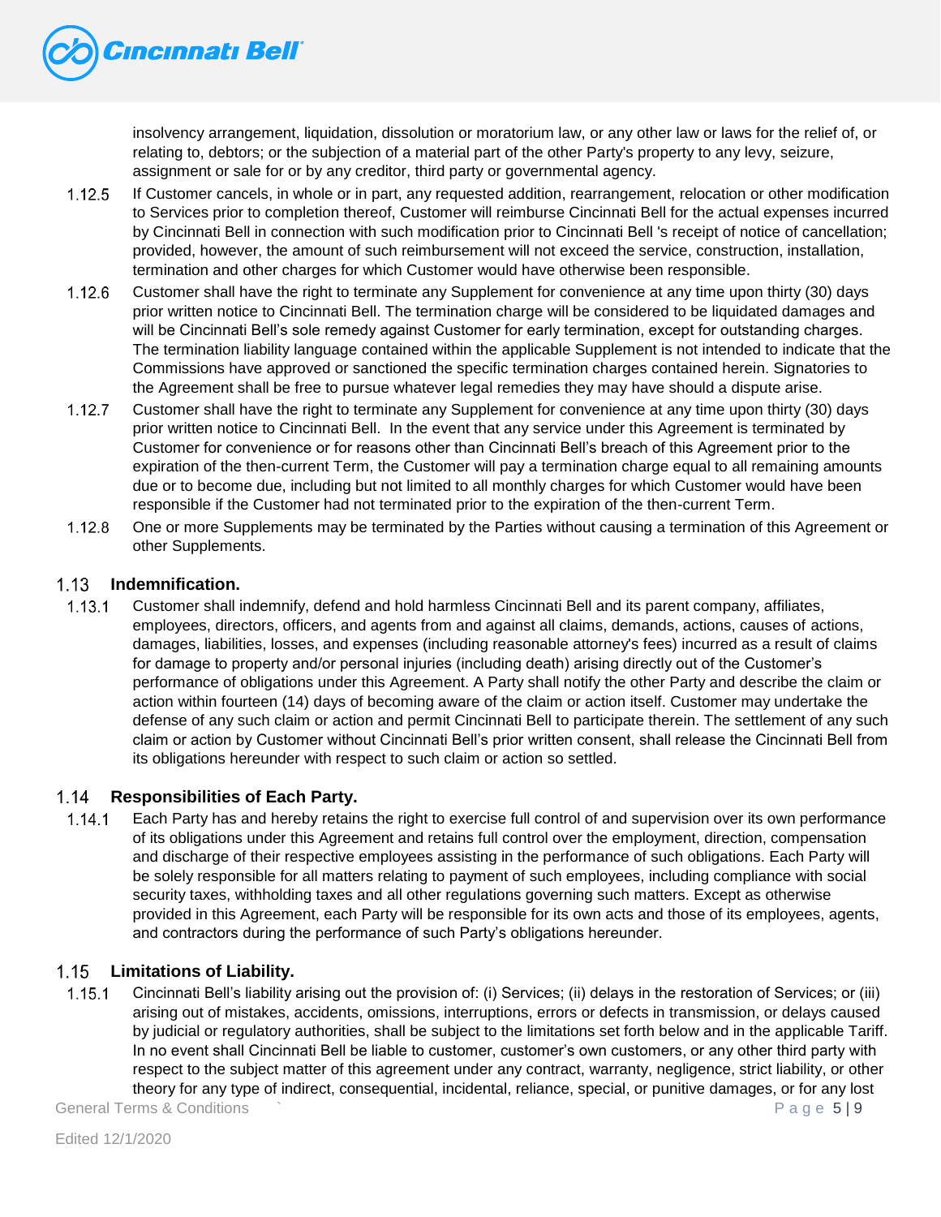insolvency arrangement, liquidation, dissolution or moratorium law, or any other law or laws for the relief of, or relating to, debtors; or the subjection of a material part of the other Party's property to any levy, seizure, assignment or sale for or by any creditor, third party or governmental agency.

1.12.5 If Customer cancels, in whole or in part, any requested addition, rearrangement, relocation or other modification to Services prior to completion thereof, Customer will reimburse Cincinnati Bell for the actual expenses incurred by Cincinnati Bell in connection with such modification prior to Cincinnati Bell 's receipt of notice of cancellation; provided, however, the amount of such reimbursement will not exceed the service, construction, installation, termination and other charges for which Customer would have otherwise been responsible.

1.12.6 Customer shall have the right to terminate any Supplement for convenience at any time upon thirty (30) days prior written notice to Cincinnati Bell. The termination charge will be considered to be liquidated damages and will be Cincinnati Bell's sole remedy against Customer for early termination, except for outstanding charges. The termination liability language contained within the applicable Supplement is not intended to indicate that the Commissions have approved or sanctioned the specific termination charges contained herein. Signatories to the Agreement shall be free to pursue whatever legal remedies they may have should a dispute arise.

1.12.7 Customer shall have the right to terminate any Supplement for convenience at any time upon thirty (30) days prior written notice to Cincinnati Bell. In the event that any service under this Agreement is terminated by Customer for convenience or for reasons other than Cincinnati Bell's breach of this Agreement prior to the expiration of the then-current Term, the Customer will pay a termination charge equal to all remaining amounts due or to become due, including but not limited to all monthly charges for which Customer would have been responsible if the Customer had not terminated prior to the expiration of the then-current Term.

1.12.8 One or more Supplements may be terminated by the Parties without causing a termination of this Agreement or other Supplements.

## 1.13 Indemnification.

1.13.1 Customer shall indemnify, defend and hold harmless Cincinnati Bell and its parent company, affiliates, employees, directors, officers, and agents from and against all claims, demands, actions, causes of actions, damages, liabilities, losses, and expenses (including reasonable attorney's fees) incurred as a result of claims for damage to property and/or personal injuries (including death) arising directly out of the Customer's performance of obligations under this Agreement. A Party shall notify the other Party and describe the claim or action within fourteen (14) days of becoming aware of the claim or action itself. Customer may undertake the defense of any such claim or action and permit Cincinnati Bell to participate therein. The settlement of any such claim or action by Customer without Cincinnati Bell's prior written consent, shall release the Cincinnati Bell from its obligations hereunder with respect to such claim or action so settled.

## 1.14 Responsibilities of Each Party.

1.14.1 Each Party has and hereby retains the right to exercise full control of and supervision over its own performance of its obligations under this Agreement and retains full control over the employment, direction, compensation and discharge of their respective employees assisting in the performance of such obligations. Each Party will be solely responsible for all matters relating to payment of such employees, including compliance with social security taxes, withholding taxes and all other regulations governing such matters. Except as otherwise provided in this Agreement, each Party will be responsible for its own acts and those of its employees, agents, and contractors during the performance of such Party's obligations hereunder.

## 1.15 Limitations of Liability.

1.15.1 Cincinnati Bell's liability arising out the provision of: (i) Services; (ii) delays in the restoration of Services; or (iii) arising out of mistakes, accidents, omissions, interruptions, errors or defects in transmission, or delays caused by judicial or regulatory authorities, shall be subject to the limitations set forth below and in the applicable Tariff. In no event shall Cincinnati Bell be liable to customer, customer's own customers, or any other third party with respect to the subject matter of this agreement under any contract, warranty, negligence, strict liability, or other theory for any type of indirect, consequential, incidental, reliance, special, or punitive damages, or for any lost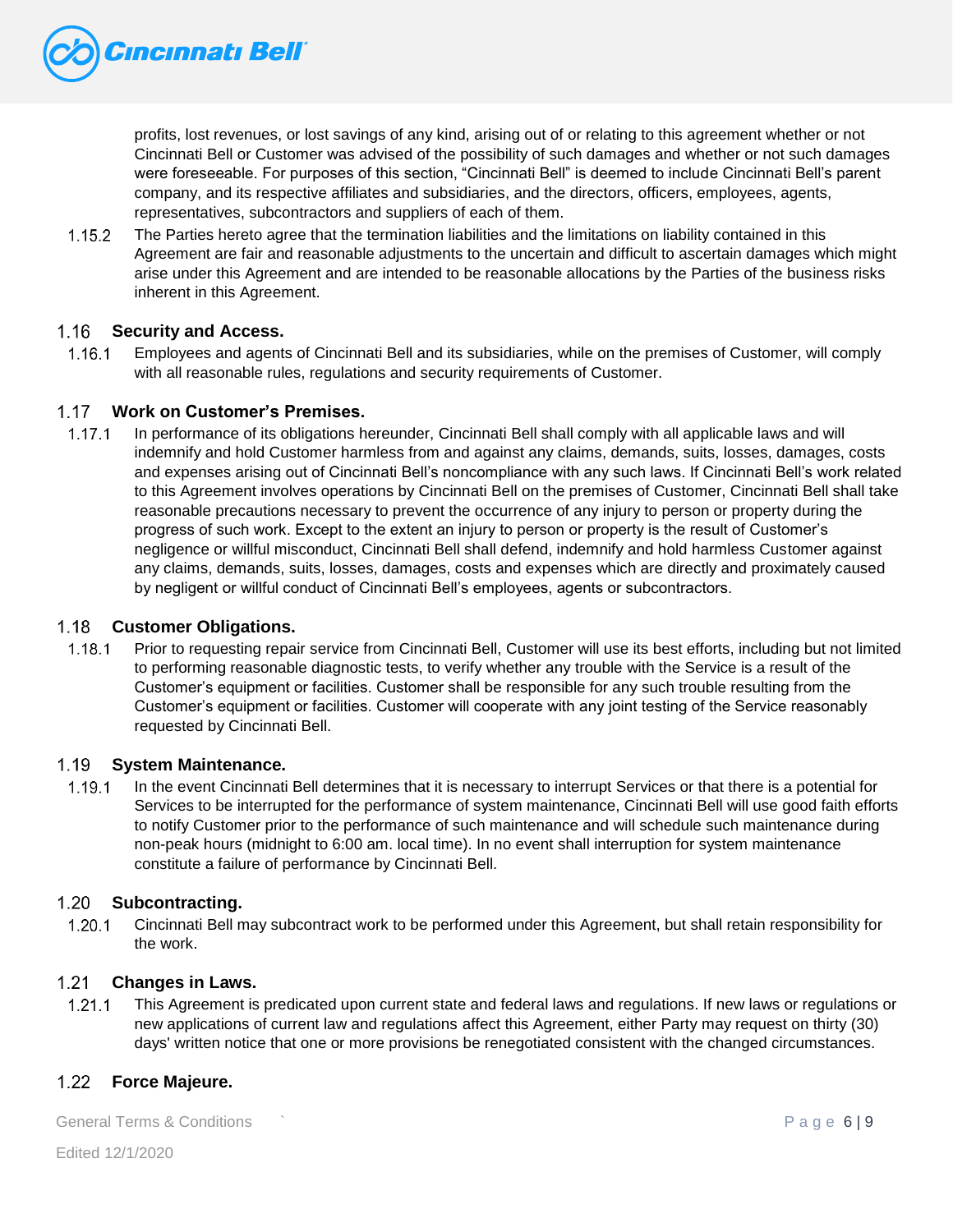profits, lost revenues, or lost savings of any kind, arising out of or relating to this agreement whether or not Cincinnati Bell or Customer was advised of the possibility of such damages and whether or not such damages were foreseeable. For purposes of this section, "Cincinnati Bell" is deemed to include Cincinnati Bell's parent company, and its respective affiliates and subsidiaries, and the directors, officers, employees, agents, representatives, subcontractors and suppliers of each of them.

1.15.2 The Parties hereto agree that the termination liabilities and the limitations on liability contained in this Agreement are fair and reasonable adjustments to the uncertain and difficult to ascertain damages which might arise under this Agreement and are intended to be reasonable allocations by the Parties of the business risks inherent in this Agreement.

## 1.16 Security and Access.

1.16.1 Employees and agents of Cincinnati Bell and its subsidiaries, while on the premises of Customer, will comply with all reasonable rules, regulations and security requirements of Customer.

## 1.17 Work on Customer's Premises.

1.17.1 In performance of its obligations hereunder, Cincinnati Bell shall comply with all applicable laws and will indemnify and hold Customer harmless from and against any claims, demands, suits, losses, damages, costs and expenses arising out of Cincinnati Bell's noncompliance with any such laws. If Cincinnati Bell's work related to this Agreement involves operations by Cincinnati Bell on the premises of Customer, Cincinnati Bell shall take reasonable precautions necessary to prevent the occurrence of any injury to person or property during the progress of such work. Except to the extent an injury to person or property is the result of Customer's negligence or willful misconduct, Cincinnati Bell shall defend, indemnify and hold harmless Customer against any claims, demands, suits, losses, damages, costs and expenses which are directly and proximately caused by negligent or willful conduct of Cincinnati Bell's employees, agents or subcontractors.

## 1.18 Customer Obligations.

1.18.1 Prior to requesting repair service from Cincinnati Bell, Customer will use its best efforts, including but not limited to performing reasonable diagnostic tests, to verify whether any trouble with the Service is a result of the Customer's equipment or facilities. Customer shall be responsible for any such trouble resulting from the Customer's equipment or facilities. Customer will cooperate with any joint testing of the Service reasonably requested by Cincinnati Bell.

## 1.19 System Maintenance.

1.19.1 In the event Cincinnati Bell determines that it is necessary to interrupt Services or that there is a potential for Services to be interrupted for the performance of system maintenance, Cincinnati Bell will use good faith efforts to notify Customer prior to the performance of such maintenance and will schedule such maintenance during non-peak hours (midnight to 6:00 am. local time). In no event shall interruption for system maintenance constitute a failure of performance by Cincinnati Bell.

## 1.20 Subcontracting.

1.20.1 Cincinnati Bell may subcontract work to be performed under this Agreement, but shall retain responsibility for the work.

## 1.21 Changes in Laws.

1.21.1 This Agreement is predicated upon current state and federal laws and regulations. If new laws or regulations or new applications of current law and regulations affect this Agreement, either Party may request on thirty (30) days' written notice that one or more provisions be renegotiated consistent with the changed circumstances.

## 1.22 Force Majeure.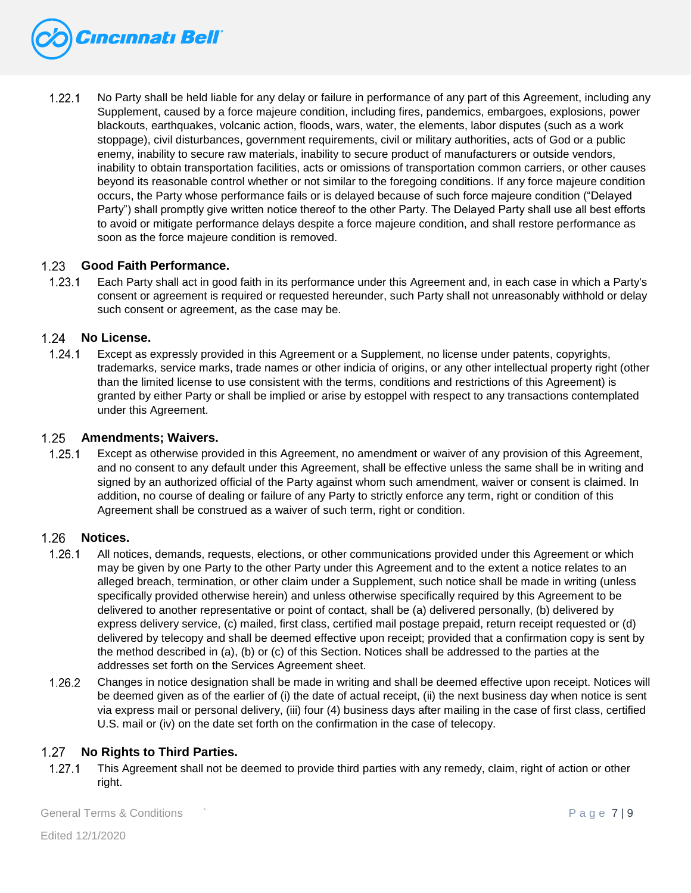1.22.1 No Party shall be held liable for any delay or failure in performance of any part of this Agreement, including any Supplement, caused by a force majeure condition, including fires, pandemics, embargoes, explosions, power blackouts, earthquakes, volcanic action, floods, wars, water, the elements, labor disputes (such as a work stoppage), civil disturbances, government requirements, civil or military authorities, acts of God or a public enemy, inability to secure raw materials, inability to secure product of manufacturers or outside vendors, inability to obtain transportation facilities, acts or omissions of transportation common carriers, or other causes beyond its reasonable control whether or not similar to the foregoing conditions. If any force majeure condition occurs, the Party whose performance fails or is delayed because of such force majeure condition ("Delayed Party") shall promptly give written notice thereof to the other Party. The Delayed Party shall use all best efforts to avoid or mitigate performance delays despite a force majeure condition, and shall restore performance as soon as the force majeure condition is removed.

## 1.23 Good Faith Performance.

1.23.1 Each Party shall act in good faith in its performance under this Agreement and, in each case in which a Party's consent or agreement is required or requested hereunder, such Party shall not unreasonably withhold or delay such consent or agreement, as the case may be.

## 1.24 No License.

1.24.1 Except as expressly provided in this Agreement or a Supplement, no license under patents, copyrights, trademarks, service marks, trade names or other indicia of origins, or any other intellectual property right (other than the limited license to use consistent with the terms, conditions and restrictions of this Agreement) is granted by either Party or shall be implied or arise by estoppel with respect to any transactions contemplated under this Agreement.

## 1.25 Amendments; Waivers.

1.25.1 Except as otherwise provided in this Agreement, no amendment or waiver of any provision of this Agreement, and no consent to any default under this Agreement, shall be effective unless the same shall be in writing and signed by an authorized official of the Party against whom such amendment, waiver or consent is claimed. In addition, no course of dealing or failure of any Party to strictly enforce any term, right or condition of this Agreement shall be construed as a waiver of such term, right or condition.

## 1.26 Notices.

1.26.1 All notices, demands, requests, elections, or other communications provided under this Agreement or which may be given by one Party to the other Party under this Agreement and to the extent a notice relates to an alleged breach, termination, or other claim under a Supplement, such notice shall be made in writing (unless specifically provided otherwise herein) and unless otherwise specifically required by this Agreement to be delivered to another representative or point of contact, shall be (a) delivered personally, (b) delivered by express delivery service, (c) mailed, first class, certified mail postage prepaid, return receipt requested or (d) delivered by telecopy and shall be deemed effective upon receipt; provided that a confirmation copy is sent by the method described in (a), (b) or (c) of this Section. Notices shall be addressed to the parties at the addresses set forth on the Services Agreement sheet.

1.26.2 Changes in notice designation shall be made in writing and shall be deemed effective upon receipt. Notices will be deemed given as of the earlier of (i) the date of actual receipt, (ii) the next business day when notice is sent via express mail or personal delivery, (iii) four (4) business days after mailing in the case of first class, certified U.S. mail or (iv) on the date set forth on the confirmation in the case of telecopy.

## 1.27 No Rights to Third Parties.

1.27.1 This Agreement shall not be deemed to provide third parties with any remedy, claim, right of action or other right.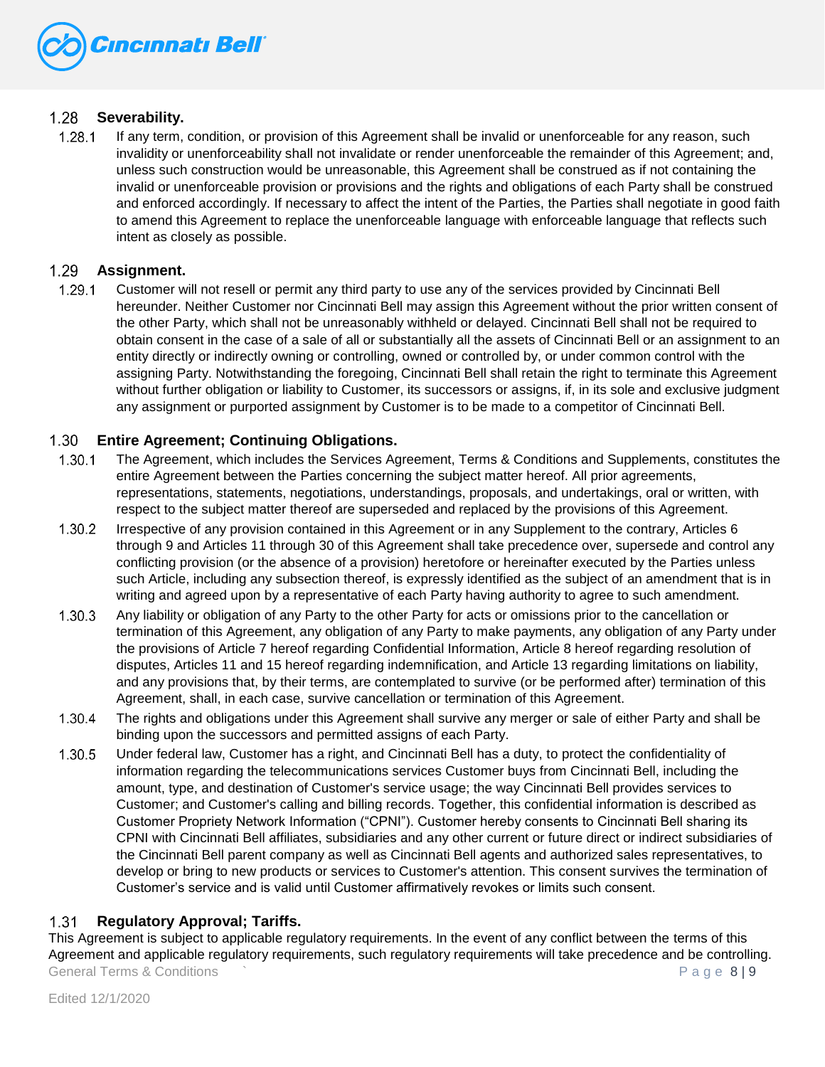## 1.28 Severability.

1.28.1 If any term, condition, or provision of this Agreement shall be invalid or unenforceable for any reason, such invalidity or unenforceability shall not invalidate or render unenforceable the remainder of this Agreement; and, unless such construction would be unreasonable, this Agreement shall be construed as if not containing the invalid or unenforceable provision or provisions and the rights and obligations of each Party shall be construed and enforced accordingly. If necessary to affect the intent of the Parties, the Parties shall negotiate in good faith to amend this Agreement to replace the unenforceable language with enforceable language that reflects such intent as closely as possible.

## 1.29 Assignment.

1.29.1 Customer will not resell or permit any third party to use any of the services provided by Cincinnati Bell hereunder. Neither Customer nor Cincinnati Bell may assign this Agreement without the prior written consent of the other Party, which shall not be unreasonably withheld or delayed. Cincinnati Bell shall not be required to obtain consent in the case of a sale of all or substantially all the assets of Cincinnati Bell or an assignment to an entity directly or indirectly owning or controlling, owned or controlled by, or under common control with the assigning Party. Notwithstanding the foregoing, Cincinnati Bell shall retain the right to terminate this Agreement without further obligation or liability to Customer, its successors or assigns, if, in its sole and exclusive judgment any assignment or purported assignment by Customer is to be made to a competitor of Cincinnati Bell.

## 1.30 Entire Agreement; Continuing Obligations.

1.30.1 The Agreement, which includes the Services Agreement, Terms & Conditions and Supplements, constitutes the entire Agreement between the Parties concerning the subject matter hereof. All prior agreements, representations, statements, negotiations, understandings, proposals, and undertakings, oral or written, with respect to the subject matter thereof are superseded and replaced by the provisions of this Agreement.

1.30.2 Irrespective of any provision contained in this Agreement or in any Supplement to the contrary, Articles 6 through 9 and Articles 11 through 30 of this Agreement shall take precedence over, supersede and control any conflicting provision (or the absence of a provision) heretofore or hereinafter executed by the Parties unless such Article, including any subsection thereof, is expressly identified as the subject of an amendment that is in writing and agreed upon by a representative of each Party having authority to agree to such amendment.

1.30.3 Any liability or obligation of any Party to the other Party for acts or omissions prior to the cancellation or termination of this Agreement, any obligation of any Party to make payments, any obligation of any Party under the provisions of Article 7 hereof regarding Confidential Information, Article 8 hereof regarding resolution of disputes, Articles 11 and 15 hereof regarding indemnification, and Article 13 regarding limitations on liability, and any provisions that, by their terms, are contemplated to survive (or be performed after) termination of this Agreement, shall, in each case, survive cancellation or termination of this Agreement.

1.30.4 The rights and obligations under this Agreement shall survive any merger or sale of either Party and shall be binding upon the successors and permitted assigns of each Party.

1.30.5 Under federal law, Customer has a right, and Cincinnati Bell has a duty, to protect the confidentiality of information regarding the telecommunications services Customer buys from Cincinnati Bell, including the amount, type, and destination of Customer's service usage; the way Cincinnati Bell provides services to Customer; and Customer's calling and billing records. Together, this confidential information is described as Customer Propriety Network Information ("CPNI"). Customer hereby consents to Cincinnati Bell sharing its CPNI with Cincinnati Bell affiliates, subsidiaries and any other current or future direct or indirect subsidiaries of the Cincinnati Bell parent company as well as Cincinnati Bell agents and authorized sales representatives, to develop or bring to new products or services to Customer's attention. This consent survives the termination of Customer's service and is valid until Customer affirmatively revokes or limits such consent.

## 1.31 Regulatory Approval; Tariffs.

This Agreement is subject to applicable regulatory requirements. In the event of any conflict between the terms of this Agreement and applicable regulatory requirements, such regulatory requirements will take precedence and be controlling.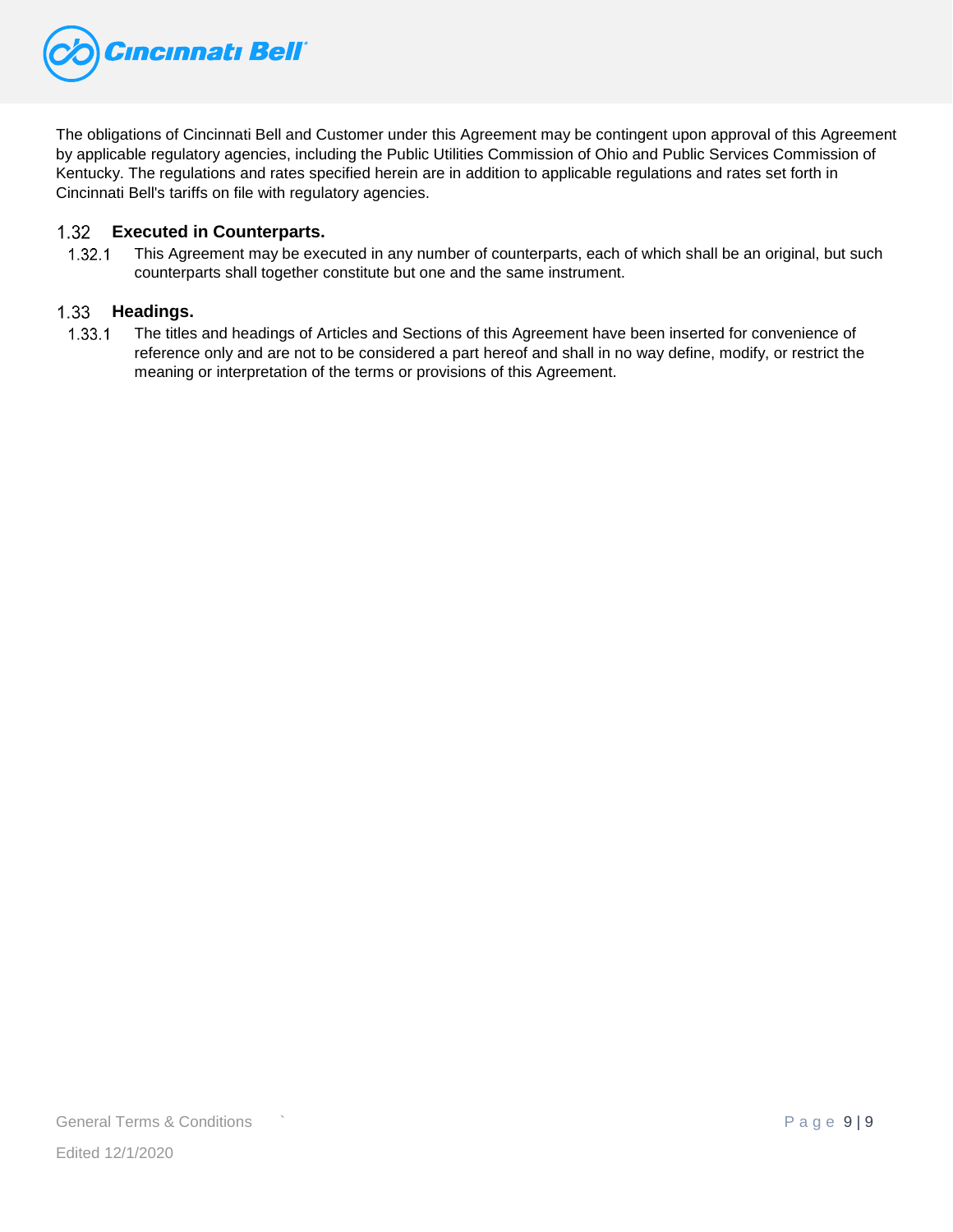The obligations of Cincinnati Bell and Customer under this Agreement may be contingent upon approval of this Agreement by applicable regulatory agencies, including the Public Utilities Commission of Ohio and Public Services Commission of Kentucky. The regulations and rates specified herein are in addition to applicable regulations and rates set forth in Cincinnati Bell's tariffs on file with regulatory agencies.

### 1.32 Executed in Counterparts.

1.32.1 This Agreement may be executed in any number of counterparts, each of which shall be an original, but such counterparts shall together constitute but one and the same instrument.

### 1.33 Headings.

1.33.1 The titles and headings of Articles and Sections of this Agreement have been inserted for convenience of reference only and are not to be considered a part hereof and shall in no way define, modify, or restrict the meaning or interpretation of the terms or provisions of this Agreement.